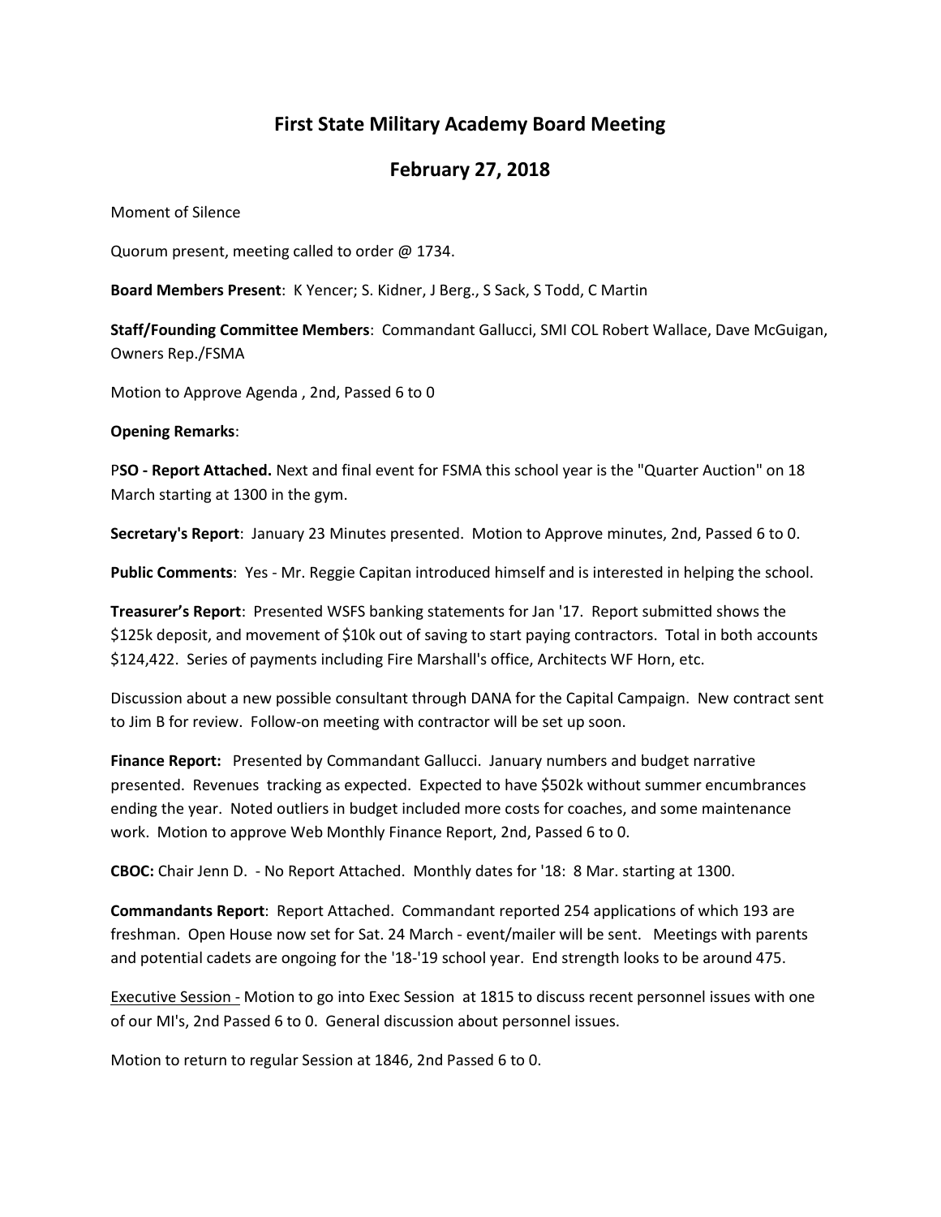# First State Military Academy Board Meeting

## February 27, 2018

Moment of Silence

Quorum present, meeting called to order @ 1734.

**Board Members Present**: K Yencer; S. Kidner, J Berg., S Sack, S Todd, C Martin

**Staff/Founding Committee Members**: Commandant Gallucci, SMI COL Robert Wallace, Dave McGuigan, Owners Rep./FSMA

Motion to Approve Agenda , 2nd, Passed 6 to 0

**Opening Remarks**:

P**SO - Report Attached.** Next and final event for FSMA this school year is the "Quarter Auction" on 18 March starting at 1300 in the gym.

**Secretary's Report**: January 23 Minutes presented. Motion to Approve minutes, 2nd, Passed 6 to 0.

**Public Comments**: Yes - Mr. Reggie Capitan introduced himself and is interested in helping the school.

**Treasurer's Report**: Presented WSFS banking statements for Jan '17. Report submitted shows the $125k deposit, and movement of $10k out of saving to start paying contractors. Total in both accounts $124,422. Series of payments including Fire Marshall's office, Architects WF Horn, etc.

Discussion about a new possible consultant through DANA for the Capital Campaign. New contract sent to Jim B for review. Follow-on meeting with contractor will be set up soon.

**Finance Report:** Presented by Commandant Gallucci. January numbers and budget narrative presented. Revenues tracking as expected. Expected to have $502k without summer encumbrances ending the year. Noted outliers in budget included more costs for coaches, and some maintenance work. Motion to approve Web Monthly Finance Report, 2nd, Passed 6 to 0.

**CBOC:** Chair Jenn D. - No Report Attached. Monthly dates for '18: 8 Mar. starting at 1300.

**Commandants Report**: Report Attached. Commandant reported 254 applications of which 193 are freshman. Open House now set for Sat. 24 March - event/mailer will be sent. Meetings with parents and potential cadets are ongoing for the '18-'19 school year. End strength looks to be around 475.

<u>Executive Session -</u> Motion to go into Exec Session at 1815 to discuss recent personnel issues with one of our MI's, 2nd Passed 6 to 0. General discussion about personnel issues.

Motion to return to regular Session at 1846, 2nd Passed 6 to 0.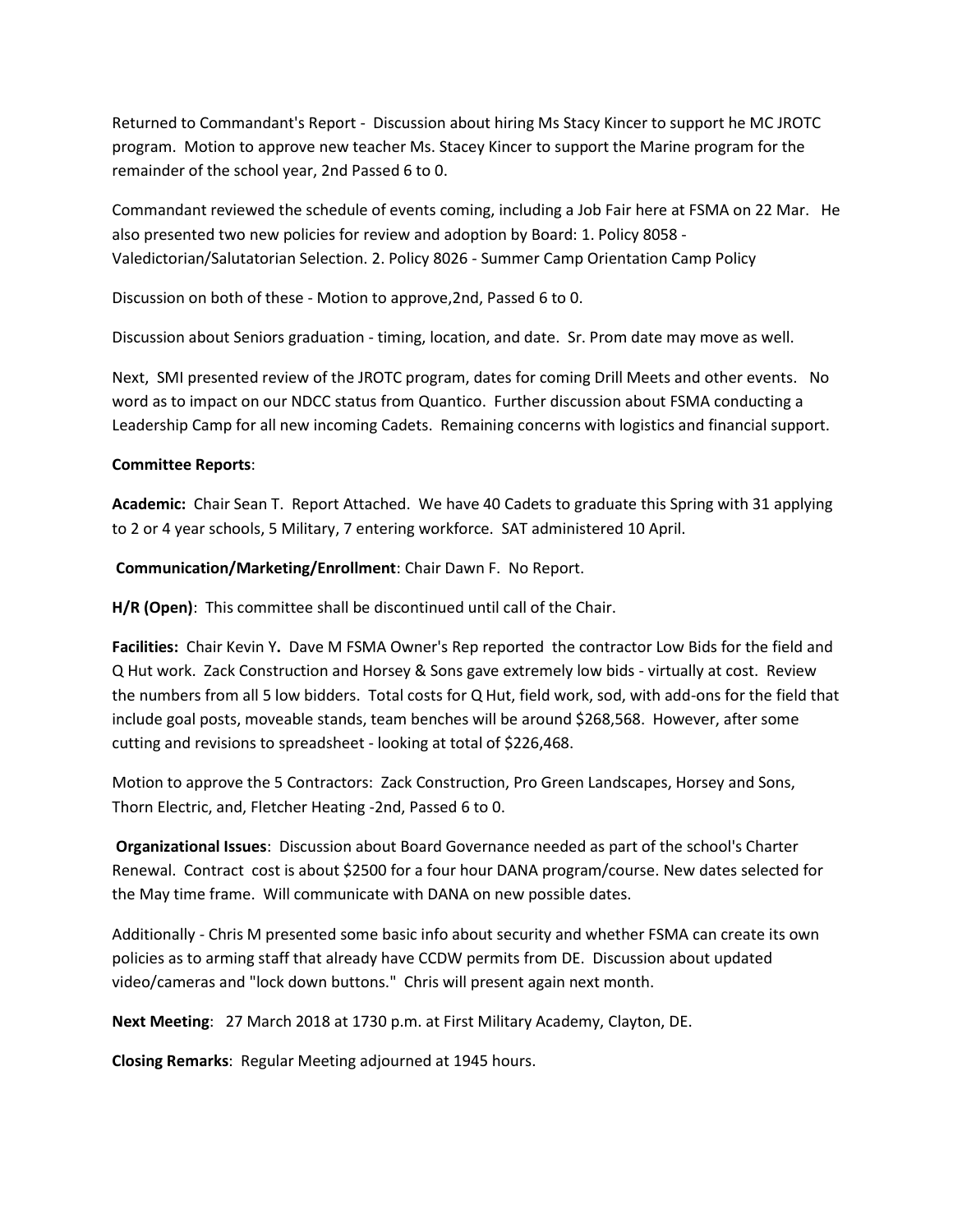Returned to Commandant's Report - Discussion about hiring Ms Stacy Kincer to support he MC JROTC program. Motion to approve new teacher Ms. Stacey Kincer to support the Marine program for the remainder of the school year, 2nd Passed 6 to 0.

Commandant reviewed the schedule of events coming, including a Job Fair here at FSMA on 22 Mar. He also presented two new policies for review and adoption by Board: 1. Policy 8058 - Valedictorian/Salutatorian Selection. 2. Policy 8026 - Summer Camp Orientation Camp Policy

Discussion on both of these - Motion to approve,2nd, Passed 6 to 0.

Discussion about Seniors graduation - timing, location, and date. Sr. Prom date may move as well.

Next, SMI presented review of the JROTC program, dates for coming Drill Meets and other events. No word as to impact on our NDCC status from Quantico. Further discussion about FSMA conducting a Leadership Camp for all new incoming Cadets. Remaining concerns with logistics and financial support.

**Committee Reports**:

**Academic:** Chair Sean T. Report Attached. We have 40 Cadets to graduate this Spring with 31 applying to 2 or 4 year schools, 5 Military, 7 entering workforce. SAT administered 10 April.

**Communication/Marketing/Enrollment**: Chair Dawn F. No Report.

**H/R (Open)**: This committee shall be discontinued until call of the Chair.

**Facilities:** Chair Kevin Y**.** Dave M FSMA Owner's Rep reported the contractor Low Bids for the field and Q Hut work. Zack Construction and Horsey & Sons gave extremely low bids - virtually at cost. Review the numbers from all 5 low bidders. Total costs for Q Hut, field work, sod, with add-ons for the field that include goal posts, moveable stands, team benches will be around $268,568. However, after some cutting and revisions to spreadsheet - looking at total of $226,468.

Motion to approve the 5 Contractors: Zack Construction, Pro Green Landscapes, Horsey and Sons, Thorn Electric, and, Fletcher Heating -2nd, Passed 6 to 0.

**Organizational Issues**: Discussion about Board Governance needed as part of the school's Charter Renewal. Contract cost is about $2500 for a four hour DANA program/course. New dates selected for the May time frame. Will communicate with DANA on new possible dates.

Additionally - Chris M presented some basic info about security and whether FSMA can create its own policies as to arming staff that already have CCDW permits from DE. Discussion about updated video/cameras and "lock down buttons." Chris will present again next month.

**Next Meeting**: 27 March 2018 at 1730 p.m. at First Military Academy, Clayton, DE.

**Closing Remarks**: Regular Meeting adjourned at 1945 hours.